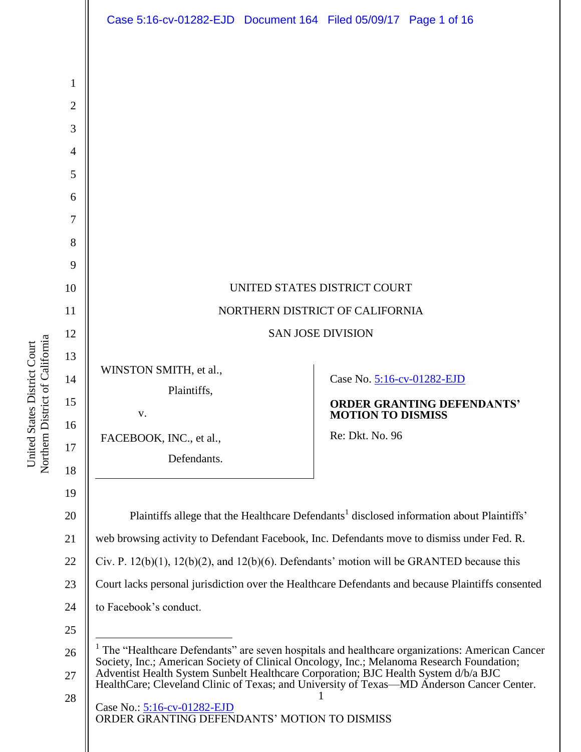UNITED STATES DISTRICT COURT

NORTHERN DISTRICT OF CALIFORNIA

SAN JOSE DIVISION

WINSTON SMITH, et al.,

Plaintiffs,

v.

FACEBOOK, INC., et al.,

Defendants.

Case No. 5:16-cv-01282-EJD

**ORDER GRANTING DEFENDANTS' MOTION TO DISMISS**

Re: Dkt. No. 96

Plaintiffs allege that the Healthcare Defendants[1] disclosed information about Plaintiffs' web browsing activity to Defendant Facebook, Inc. Defendants move to dismiss under Fed. R. Civ. P. 12(b)(1), 12(b)(2), and 12(b)(6). Defendants' motion will be GRANTED because this Court lacks personal jurisdiction over the Healthcare Defendants and because Plaintiffs consented to Facebook's conduct.

[1] The "Healthcare Defendants" are seven hospitals and healthcare organizations: American Cancer Society, Inc.; American Society of Clinical Oncology, Inc.; Melanoma Research Foundation; Adventist Health System Sunbelt Healthcare Corporation; BJC Health System d/b/a BJC HealthCare; Cleveland Clinic of Texas; and University of Texas—MD Anderson Cancer Center.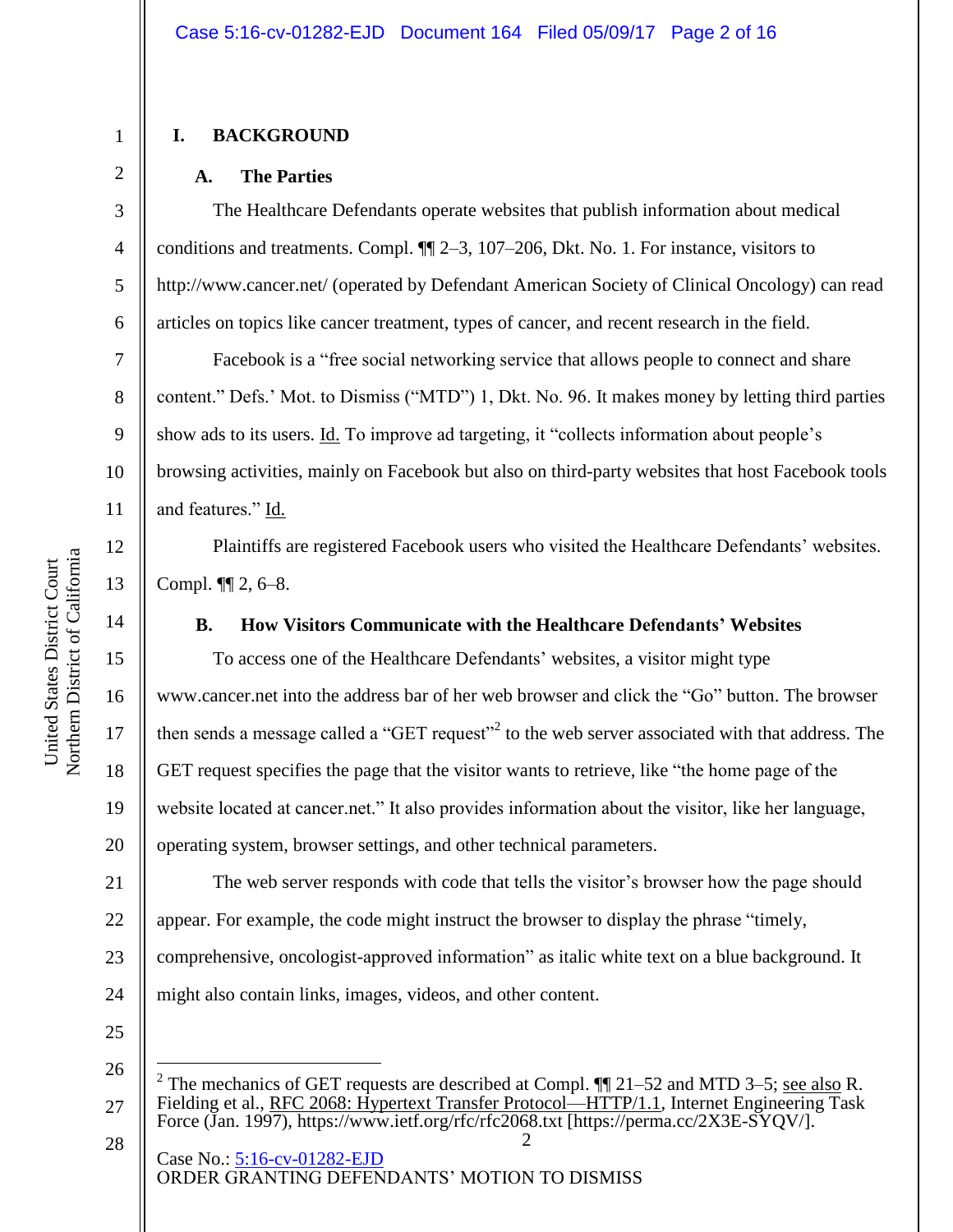# I. BACKGROUND

## A. The Parties

The Healthcare Defendants operate websites that publish information about medical conditions and treatments. Compl. ¶¶ 2–3, 107–206, Dkt. No. 1. For instance, visitors to http://www.cancer.net/ (operated by Defendant American Society of Clinical Oncology) can read articles on topics like cancer treatment, types of cancer, and recent research in the field.

Facebook is a "free social networking service that allows people to connect and share content." Defs.' Mot. to Dismiss ("MTD") 1, Dkt. No. 96. It makes money by letting third parties show ads to its users. Id. To improve ad targeting, it "collects information about people's browsing activities, mainly on Facebook but also on third-party websites that host Facebook tools and features." Id.

Plaintiffs are registered Facebook users who visited the Healthcare Defendants' websites. Compl. ¶¶ 2, 6–8.

## B. How Visitors Communicate with the Healthcare Defendants' Websites

To access one of the Healthcare Defendants' websites, a visitor might type www.cancer.net into the address bar of her web browser and click the "Go" button. The browser then sends a message called a "GET request"[2] to the web server associated with that address. The GET request specifies the page that the visitor wants to retrieve, like "the home page of the website located at cancer.net." It also provides information about the visitor, like her language, operating system, browser settings, and other technical parameters.

The web server responds with code that tells the visitor's browser how the page should appear. For example, the code might instruct the browser to display the phrase "timely, comprehensive, oncologist-approved information" as italic white text on a blue background. It might also contain links, images, videos, and other content.

---

[2] The mechanics of GET requests are described at Compl. ¶¶ 21–52 and MTD 3–5; see also R. Fielding et al., RFC 2068: Hypertext Transfer Protocol—HTTP/1.1, Internet Engineering Task Force (Jan. 1997), https://www.ietf.org/rfc/rfc2068.txt [https://perma.cc/2X3E-SYQV/].

Case No.: 5:16-cv-01282-EJD
ORDER GRANTING DEFENDANTS' MOTION TO DISMISS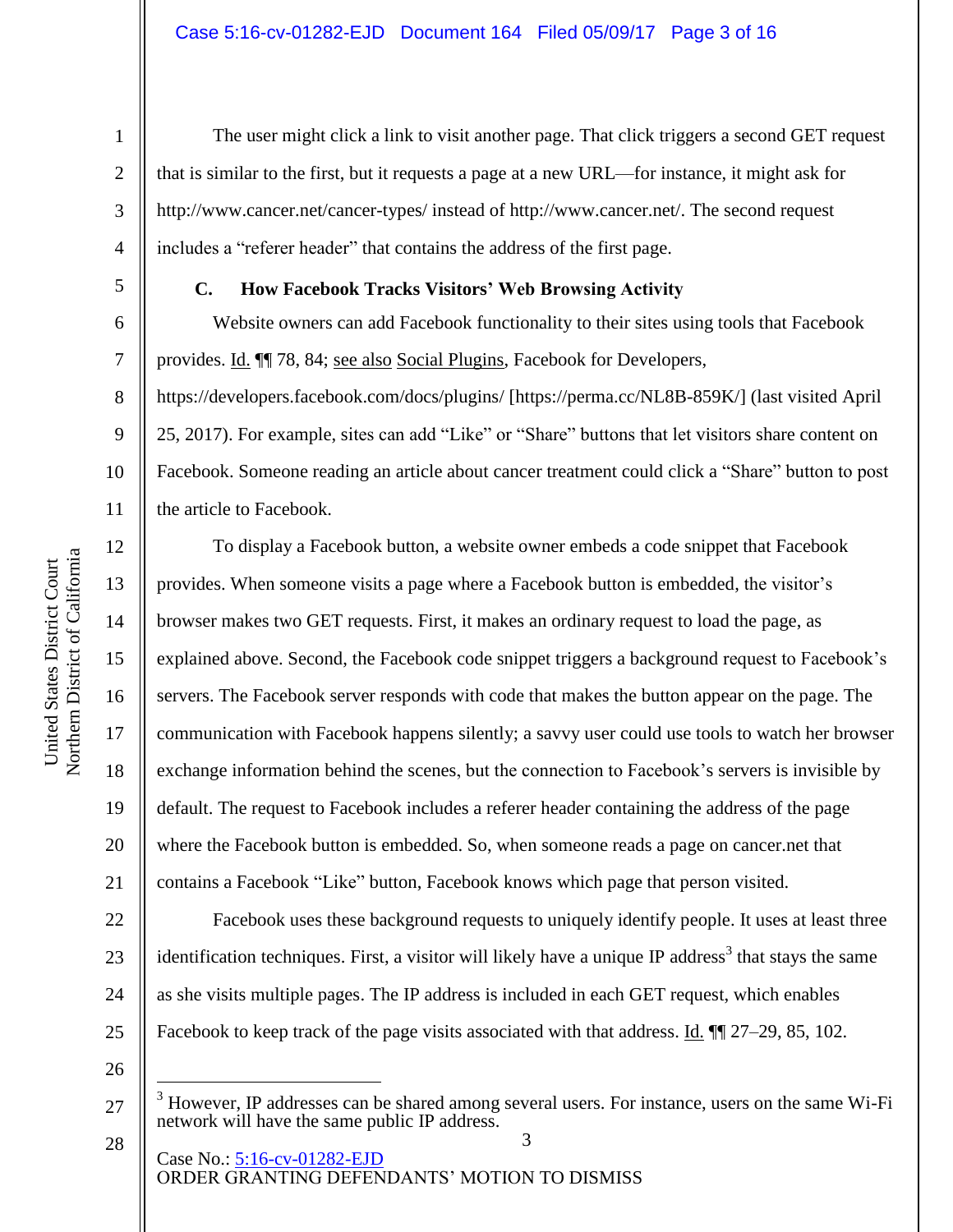The user might click a link to visit another page. That click triggers a second GET request that is similar to the first, but it requests a page at a new URL—for instance, it might ask for http://www.cancer.net/cancer-types/ instead of http://www.cancer.net/. The second request includes a "referer header" that contains the address of the first page.

### C. How Facebook Tracks Visitors' Web Browsing Activity

Website owners can add Facebook functionality to their sites using tools that Facebook provides. Id. ¶¶ 78, 84; see also Social Plugins, Facebook for Developers, https://developers.facebook.com/docs/plugins/ [https://perma.cc/NL8B-859K/] (last visited April 25, 2017). For example, sites can add "Like" or "Share" buttons that let visitors share content on Facebook. Someone reading an article about cancer treatment could click a "Share" button to post the article to Facebook.

To display a Facebook button, a website owner embeds a code snippet that Facebook provides. When someone visits a page where a Facebook button is embedded, the visitor's browser makes two GET requests. First, it makes an ordinary request to load the page, as explained above. Second, the Facebook code snippet triggers a background request to Facebook's servers. The Facebook server responds with code that makes the button appear on the page. The communication with Facebook happens silently; a savvy user could use tools to watch her browser exchange information behind the scenes, but the connection to Facebook's servers is invisible by default. The request to Facebook includes a referer header containing the address of the page where the Facebook button is embedded. So, when someone reads a page on cancer.net that contains a Facebook "Like" button, Facebook knows which page that person visited.

Facebook uses these background requests to uniquely identify people. It uses at least three identification techniques. First, a visitor will likely have a unique IP address[3] that stays the same as she visits multiple pages. The IP address is included in each GET request, which enables Facebook to keep track of the page visits associated with that address. Id. ¶¶ 27–29, 85, 102.

---

[3] However, IP addresses can be shared among several users. For instance, users on the same Wi-Fi network will have the same public IP address.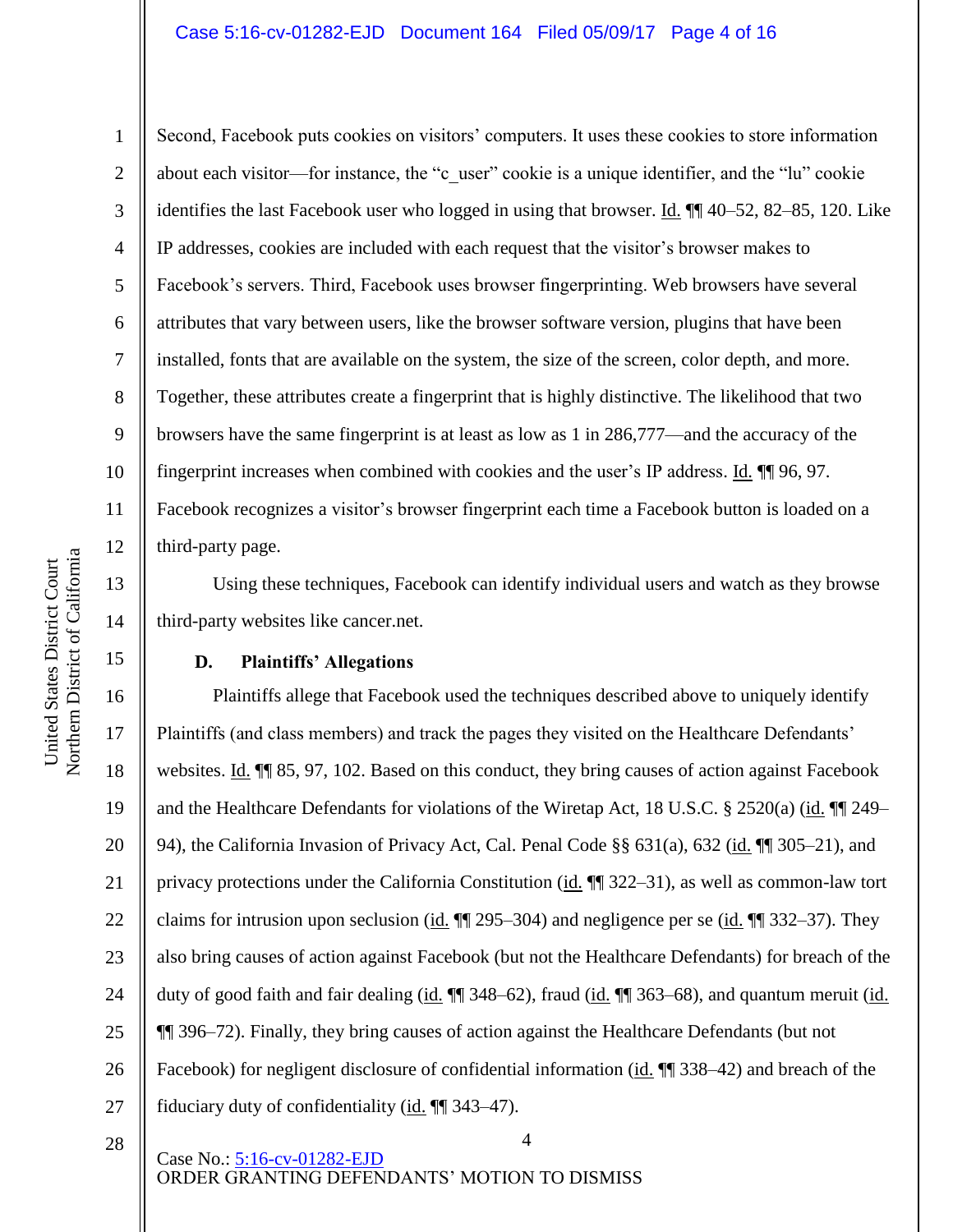Second, Facebook puts cookies on visitors' computers. It uses these cookies to store information about each visitor—for instance, the "c_user" cookie is a unique identifier, and the "lu" cookie identifies the last Facebook user who logged in using that browser. Id. ¶¶ 40–52, 82–85, 120. Like IP addresses, cookies are included with each request that the visitor's browser makes to Facebook's servers. Third, Facebook uses browser fingerprinting. Web browsers have several attributes that vary between users, like the browser software version, plugins that have been installed, fonts that are available on the system, the size of the screen, color depth, and more. Together, these attributes create a fingerprint that is highly distinctive. The likelihood that two browsers have the same fingerprint is at least as low as 1 in 286,777—and the accuracy of the fingerprint increases when combined with cookies and the user's IP address. Id. ¶¶ 96, 97. Facebook recognizes a visitor's browser fingerprint each time a Facebook button is loaded on a third-party page.

Using these techniques, Facebook can identify individual users and watch as they browse third-party websites like cancer.net.

### D. Plaintiffs' Allegations

Plaintiffs allege that Facebook used the techniques described above to uniquely identify Plaintiffs (and class members) and track the pages they visited on the Healthcare Defendants' websites. Id. ¶¶ 85, 97, 102. Based on this conduct, they bring causes of action against Facebook and the Healthcare Defendants for violations of the Wiretap Act, 18 U.S.C. § 2520(a) (id. ¶¶ 249–94), the California Invasion of Privacy Act, Cal. Penal Code §§ 631(a), 632 (id. ¶¶ 305–21), and privacy protections under the California Constitution (id. ¶¶ 322–31), as well as common-law tort claims for intrusion upon seclusion (id. ¶¶ 295–304) and negligence per se (id. ¶¶ 332–37). They also bring causes of action against Facebook (but not the Healthcare Defendants) for breach of the duty of good faith and fair dealing (id. ¶¶ 348–62), fraud (id. ¶¶ 363–68), and quantum meruit (id. ¶¶ 396–72). Finally, they bring causes of action against the Healthcare Defendants (but not Facebook) for negligent disclosure of confidential information (id. ¶¶ 338–42) and breach of the fiduciary duty of confidentiality (id. ¶¶ 343–47).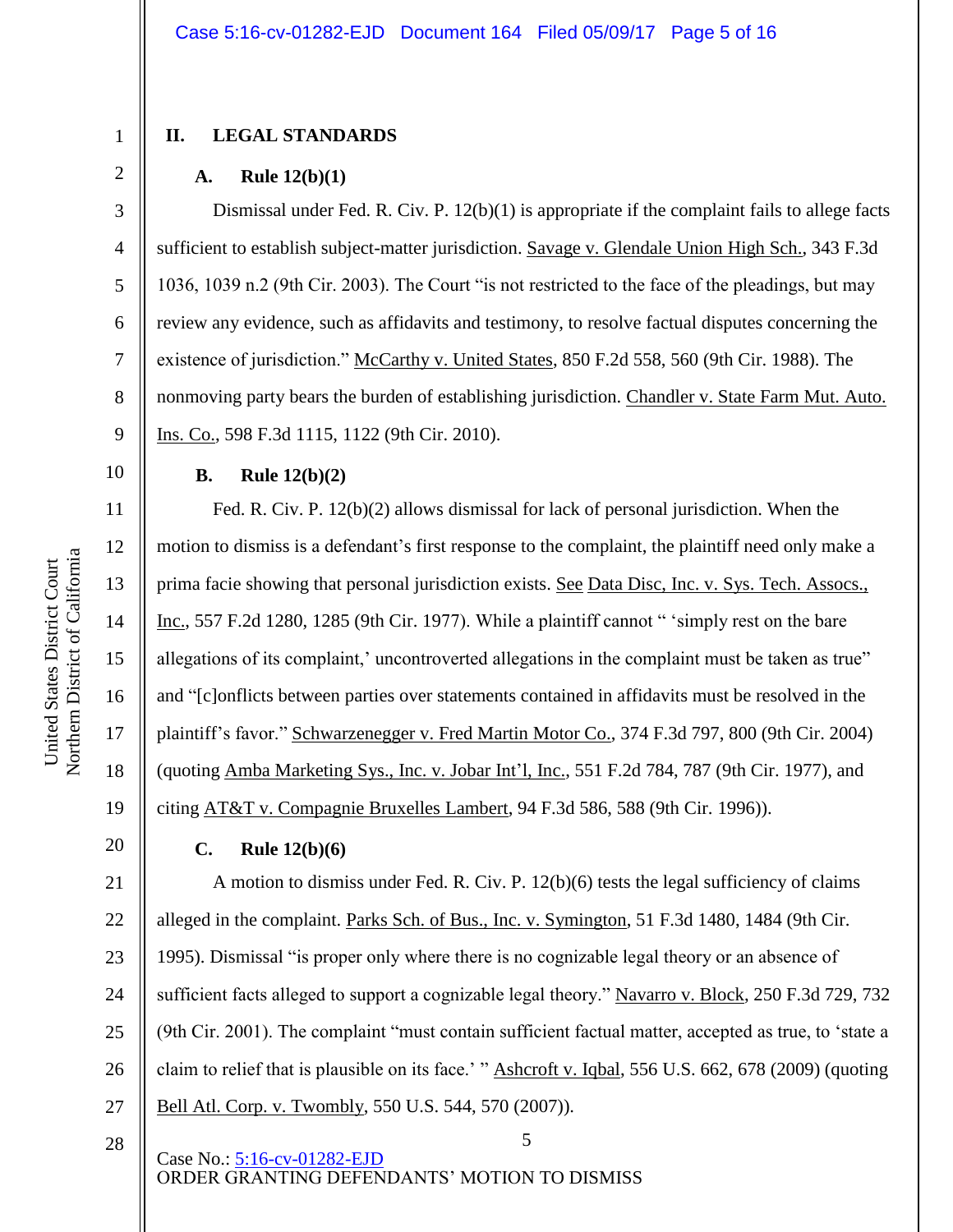## II. LEGAL STANDARDS

### A. Rule 12(b)(1)

Dismissal under Fed. R. Civ. P. 12(b)(1) is appropriate if the complaint fails to allege facts sufficient to establish subject-matter jurisdiction. Savage v. Glendale Union High Sch., 343 F.3d 1036, 1039 n.2 (9th Cir. 2003). The Court "is not restricted to the face of the pleadings, but may review any evidence, such as affidavits and testimony, to resolve factual disputes concerning the existence of jurisdiction." McCarthy v. United States, 850 F.2d 558, 560 (9th Cir. 1988). The nonmoving party bears the burden of establishing jurisdiction. Chandler v. State Farm Mut. Auto. Ins. Co., 598 F.3d 1115, 1122 (9th Cir. 2010).

### B. Rule 12(b)(2)

Fed. R. Civ. P. 12(b)(2) allows dismissal for lack of personal jurisdiction. When the motion to dismiss is a defendant's first response to the complaint, the plaintiff need only make a prima facie showing that personal jurisdiction exists. See Data Disc, Inc. v. Sys. Tech. Assocs., Inc., 557 F.2d 1280, 1285 (9th Cir. 1977). While a plaintiff cannot " 'simply rest on the bare allegations of its complaint,' uncontroverted allegations in the complaint must be taken as true" and "[c]onflicts between parties over statements contained in affidavits must be resolved in the plaintiff's favor." Schwarzenegger v. Fred Martin Motor Co., 374 F.3d 797, 800 (9th Cir. 2004) (quoting Amba Marketing Sys., Inc. v. Jobar Int'l, Inc., 551 F.2d 784, 787 (9th Cir. 1977), and citing AT&T v. Compagnie Bruxelles Lambert, 94 F.3d 586, 588 (9th Cir. 1996)).

### C. Rule 12(b)(6)

A motion to dismiss under Fed. R. Civ. P. 12(b)(6) tests the legal sufficiency of claims alleged in the complaint. Parks Sch. of Bus., Inc. v. Symington, 51 F.3d 1480, 1484 (9th Cir. 1995). Dismissal "is proper only where there is no cognizable legal theory or an absence of sufficient facts alleged to support a cognizable legal theory." Navarro v. Block, 250 F.3d 729, 732 (9th Cir. 2001). The complaint "must contain sufficient factual matter, accepted as true, to 'state a claim to relief that is plausible on its face.' " Ashcroft v. Iqbal, 556 U.S. 662, 678 (2009) (quoting Bell Atl. Corp. v. Twombly, 550 U.S. 544, 570 (2007)).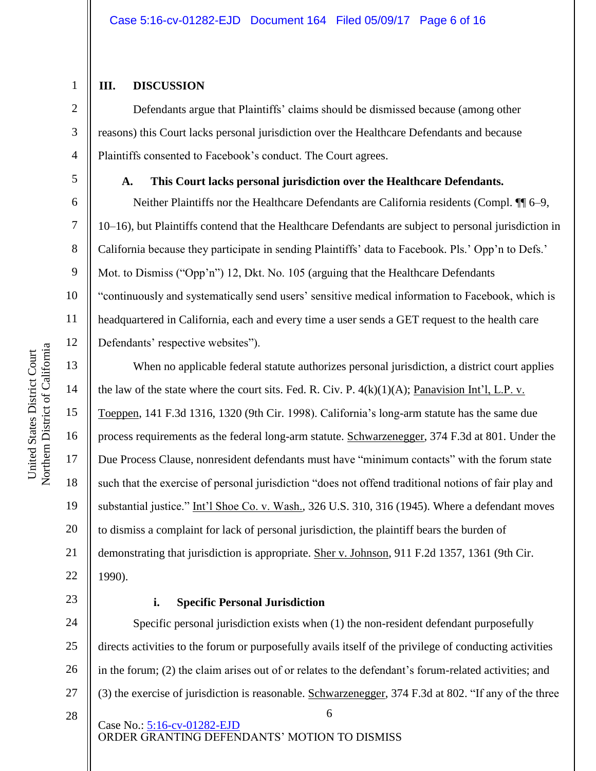## III. DISCUSSION

Defendants argue that Plaintiffs' claims should be dismissed because (among other reasons) this Court lacks personal jurisdiction over the Healthcare Defendants and because Plaintiffs consented to Facebook's conduct. The Court agrees.

### A. This Court lacks personal jurisdiction over the Healthcare Defendants.

Neither Plaintiffs nor the Healthcare Defendants are California residents (Compl. ¶¶ 6–9, 10–16), but Plaintiffs contend that the Healthcare Defendants are subject to personal jurisdiction in California because they participate in sending Plaintiffs' data to Facebook. Pls.' Opp'n to Defs.' Mot. to Dismiss ("Opp'n") 12, Dkt. No. 105 (arguing that the Healthcare Defendants "continuously and systematically send users' sensitive medical information to Facebook, which is headquartered in California, each and every time a user sends a GET request to the health care Defendants' respective websites").

When no applicable federal statute authorizes personal jurisdiction, a district court applies the law of the state where the court sits. Fed. R. Civ. P. 4(k)(1)(A); Panavision Int'l, L.P. v. Toeppen, 141 F.3d 1316, 1320 (9th Cir. 1998). California's long-arm statute has the same due process requirements as the federal long-arm statute. Schwarzenegger, 374 F.3d at 801. Under the Due Process Clause, nonresident defendants must have "minimum contacts" with the forum state such that the exercise of personal jurisdiction "does not offend traditional notions of fair play and substantial justice." Int'l Shoe Co. v. Wash., 326 U.S. 310, 316 (1945). Where a defendant moves to dismiss a complaint for lack of personal jurisdiction, the plaintiff bears the burden of demonstrating that jurisdiction is appropriate. Sher v. Johnson, 911 F.2d 1357, 1361 (9th Cir. 1990).

#### i. Specific Personal Jurisdiction

Specific personal jurisdiction exists when (1) the non-resident defendant purposefully directs activities to the forum or purposefully avails itself of the privilege of conducting activities in the forum; (2) the claim arises out of or relates to the defendant's forum-related activities; and (3) the exercise of jurisdiction is reasonable. Schwarzenegger, 374 F.3d at 802. "If any of the three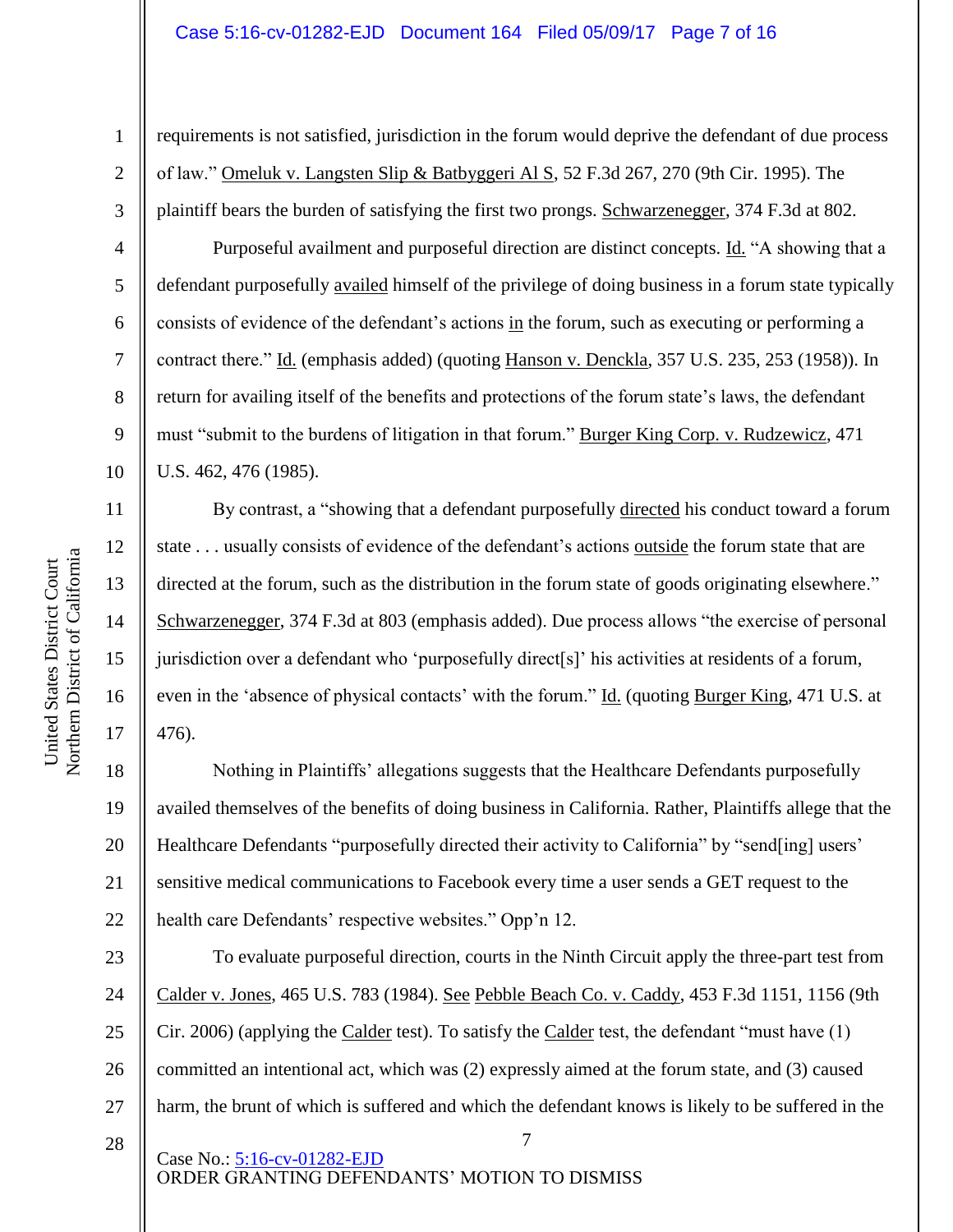requirements is not satisfied, jurisdiction in the forum would deprive the defendant of due process of law." Omeluk v. Langsten Slip & Batbyggeri Al S, 52 F.3d 267, 270 (9th Cir. 1995). The plaintiff bears the burden of satisfying the first two prongs. Schwarzenegger, 374 F.3d at 802.

Purposeful availment and purposeful direction are distinct concepts. Id. "A showing that a defendant purposefully availed himself of the privilege of doing business in a forum state typically consists of evidence of the defendant's actions in the forum, such as executing or performing a contract there." Id. (emphasis added) (quoting Hanson v. Denckla, 357 U.S. 235, 253 (1958)). In return for availing itself of the benefits and protections of the forum state's laws, the defendant must "submit to the burdens of litigation in that forum." Burger King Corp. v. Rudzewicz, 471 U.S. 462, 476 (1985).

By contrast, a "showing that a defendant purposefully directed his conduct toward a forum state . . . usually consists of evidence of the defendant's actions outside the forum state that are directed at the forum, such as the distribution in the forum state of goods originating elsewhere." Schwarzenegger, 374 F.3d at 803 (emphasis added). Due process allows "the exercise of personal jurisdiction over a defendant who 'purposefully direct[s]' his activities at residents of a forum, even in the 'absence of physical contacts' with the forum." Id. (quoting Burger King, 471 U.S. at 476).

Nothing in Plaintiffs' allegations suggests that the Healthcare Defendants purposefully availed themselves of the benefits of doing business in California. Rather, Plaintiffs allege that the Healthcare Defendants "purposefully directed their activity to California" by "send[ing] users' sensitive medical communications to Facebook every time a user sends a GET request to the health care Defendants' respective websites." Opp'n 12.

To evaluate purposeful direction, courts in the Ninth Circuit apply the three-part test from Calder v. Jones, 465 U.S. 783 (1984). See Pebble Beach Co. v. Caddy, 453 F.3d 1151, 1156 (9th Cir. 2006) (applying the Calder test). To satisfy the Calder test, the defendant "must have (1) committed an intentional act, which was (2) expressly aimed at the forum state, and (3) caused harm, the brunt of which is suffered and which the defendant knows is likely to be suffered in the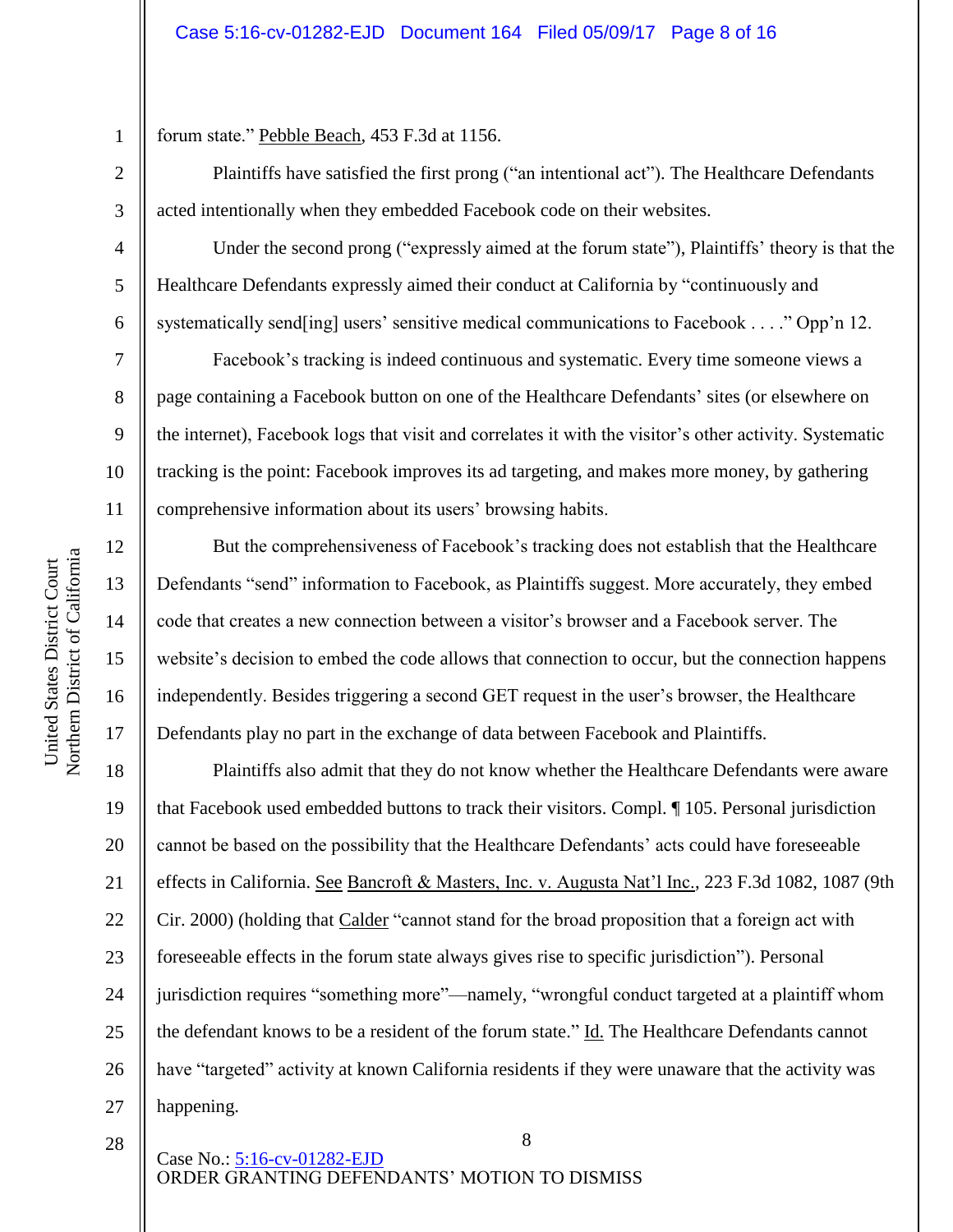forum state." Pebble Beach, 453 F.3d at 1156.

Plaintiffs have satisfied the first prong ("an intentional act"). The Healthcare Defendants acted intentionally when they embedded Facebook code on their websites.

Under the second prong ("expressly aimed at the forum state"), Plaintiffs' theory is that the Healthcare Defendants expressly aimed their conduct at California by "continuously and systematically send[ing] users' sensitive medical communications to Facebook . . . ." Opp'n 12.

Facebook's tracking is indeed continuous and systematic. Every time someone views a page containing a Facebook button on one of the Healthcare Defendants' sites (or elsewhere on the internet), Facebook logs that visit and correlates it with the visitor's other activity. Systematic tracking is the point: Facebook improves its ad targeting, and makes more money, by gathering comprehensive information about its users' browsing habits.

But the comprehensiveness of Facebook's tracking does not establish that the Healthcare Defendants "send" information to Facebook, as Plaintiffs suggest. More accurately, they embed code that creates a new connection between a visitor's browser and a Facebook server. The website's decision to embed the code allows that connection to occur, but the connection happens independently. Besides triggering a second GET request in the user's browser, the Healthcare Defendants play no part in the exchange of data between Facebook and Plaintiffs.

Plaintiffs also admit that they do not know whether the Healthcare Defendants were aware that Facebook used embedded buttons to track their visitors. Compl. ¶ 105. Personal jurisdiction cannot be based on the possibility that the Healthcare Defendants' acts could have foreseeable effects in California. See Bancroft & Masters, Inc. v. Augusta Nat'l Inc., 223 F.3d 1082, 1087 (9th Cir. 2000) (holding that Calder "cannot stand for the broad proposition that a foreign act with foreseeable effects in the forum state always gives rise to specific jurisdiction"). Personal jurisdiction requires "something more"—namely, "wrongful conduct targeted at a plaintiff whom the defendant knows to be a resident of the forum state." Id. The Healthcare Defendants cannot have "targeted" activity at known California residents if they were unaware that the activity was happening.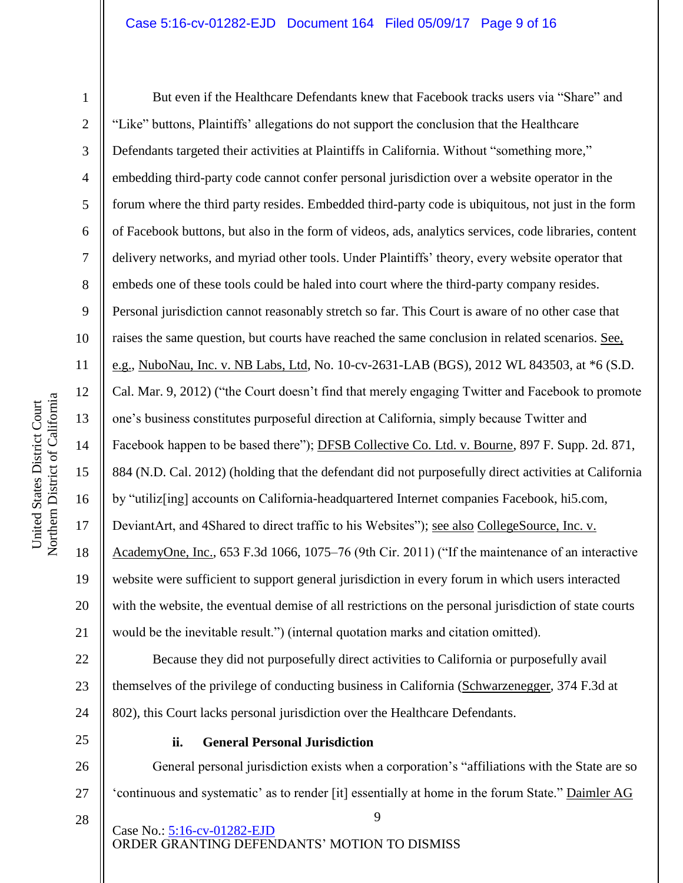But even if the Healthcare Defendants knew that Facebook tracks users via "Share" and "Like" buttons, Plaintiffs' allegations do not support the conclusion that the Healthcare Defendants targeted their activities at Plaintiffs in California. Without "something more," embedding third-party code cannot confer personal jurisdiction over a website operator in the forum where the third party resides. Embedded third-party code is ubiquitous, not just in the form of Facebook buttons, but also in the form of videos, ads, analytics services, code libraries, content delivery networks, and myriad other tools. Under Plaintiffs' theory, every website operator that embeds one of these tools could be haled into court where the third-party company resides. Personal jurisdiction cannot reasonably stretch so far. This Court is aware of no other case that raises the same question, but courts have reached the same conclusion in related scenarios. See, e.g., NuboNau, Inc. v. NB Labs, Ltd, No. 10-cv-2631-LAB (BGS), 2012 WL 843503, at *6 (S.D. Cal. Mar. 9, 2012) ("the Court doesn't find that merely engaging Twitter and Facebook to promote one's business constitutes purposeful direction at California, simply because Twitter and Facebook happen to be based there"); DFSB Collective Co. Ltd. v. Bourne, 897 F. Supp. 2d. 871, 884 (N.D. Cal. 2012) (holding that the defendant did not purposefully direct activities at California by "utiliz[ing] accounts on California-headquartered Internet companies Facebook, hi5.com, DeviantArt, and 4Shared to direct traffic to his Websites"); see also CollegeSource, Inc. v. AcademyOne, Inc., 653 F.3d 1066, 1075–76 (9th Cir. 2011) ("If the maintenance of an interactive website were sufficient to support general jurisdiction in every forum in which users interacted with the website, the eventual demise of all restrictions on the personal jurisdiction of state courts would be the inevitable result.") (internal quotation marks and citation omitted).

Because they did not purposefully direct activities to California or purposefully avail themselves of the privilege of conducting business in California (Schwarzenegger, 374 F.3d at 802), this Court lacks personal jurisdiction over the Healthcare Defendants.

**ii. General Personal Jurisdiction**

General personal jurisdiction exists when a corporation's "affiliations with the State are so 'continuous and systematic' as to render [it] essentially at home in the forum State." Daimler AG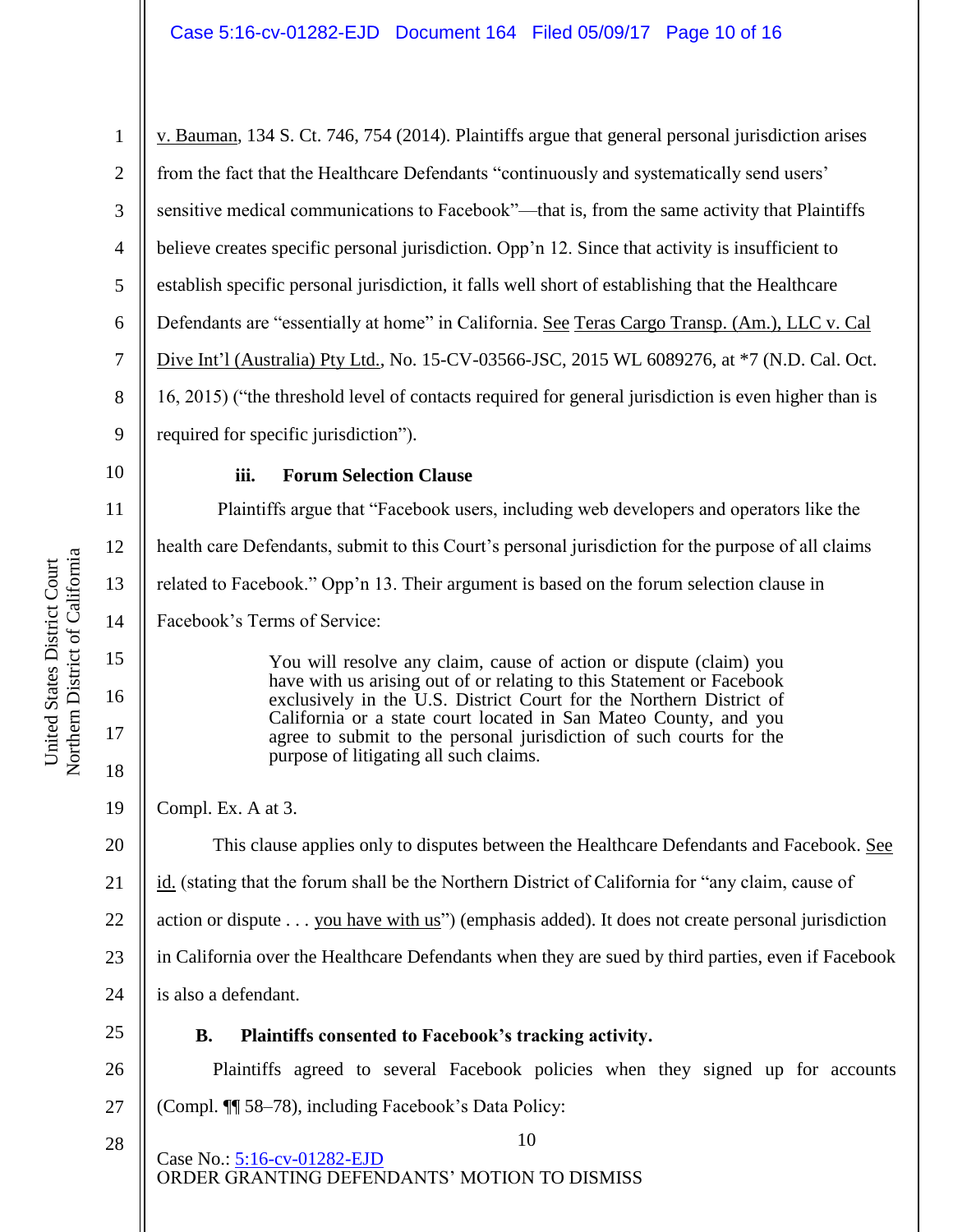v. Bauman, 134 S. Ct. 746, 754 (2014). Plaintiffs argue that general personal jurisdiction arises from the fact that the Healthcare Defendants "continuously and systematically send users' sensitive medical communications to Facebook"—that is, from the same activity that Plaintiffs believe creates specific personal jurisdiction. Opp'n 12. Since that activity is insufficient to establish specific personal jurisdiction, it falls well short of establishing that the Healthcare Defendants are "essentially at home" in California. See Teras Cargo Transp. (Am.), LLC v. Cal Dive Int'l (Australia) Pty Ltd., No. 15-CV-03566-JSC, 2015 WL 6089276, at *7 (N.D. Cal. Oct. 16, 2015) ("the threshold level of contacts required for general jurisdiction is even higher than is required for specific jurisdiction").

#### iii. Forum Selection Clause

Plaintiffs argue that "Facebook users, including web developers and operators like the health care Defendants, submit to this Court's personal jurisdiction for the purpose of all claims related to Facebook." Opp'n 13. Their argument is based on the forum selection clause in Facebook's Terms of Service:

> You will resolve any claim, cause of action or dispute (claim) you have with us arising out of or relating to this Statement or Facebook exclusively in the U.S. District Court for the Northern District of California or a state court located in San Mateo County, and you agree to submit to the personal jurisdiction of such courts for the purpose of litigating all such claims.

Compl. Ex. A at 3.

This clause applies only to disputes between the Healthcare Defendants and Facebook. See id. (stating that the forum shall be the Northern District of California for "any claim, cause of action or dispute . . . you have with us") (emphasis added). It does not create personal jurisdiction in California over the Healthcare Defendants when they are sued by third parties, even if Facebook is also a defendant.

### B. Plaintiffs consented to Facebook's tracking activity.

Plaintiffs agreed to several Facebook policies when they signed up for accounts (Compl. ¶¶ 58–78), including Facebook's Data Policy: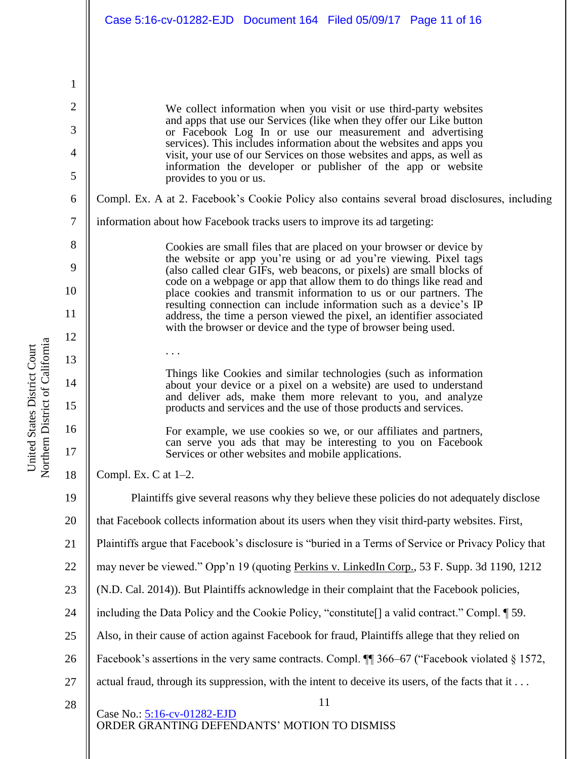> We collect information when you visit or use third-party websites and apps that use our Services (like when they offer our Like button or Facebook Log In or use our measurement and advertising services). This includes information about the websites and apps you visit, your use of our Services on those websites and apps, as well as information the developer or publisher of the app or website provides to you or us.

Compl. Ex. A at 2. Facebook's Cookie Policy also contains several broad disclosures, including information about how Facebook tracks users to improve its ad targeting:

> Cookies are small files that are placed on your browser or device by the website or app you're using or ad you're viewing. Pixel tags (also called clear GIFs, web beacons, or pixels) are small blocks of code on a webpage or app that allow them to do things like read and place cookies and transmit information to us or our partners. The resulting connection can include information such as a device's IP address, the time a person viewed the pixel, an identifier associated with the browser or device and the type of browser being used.
>
> . . .
>
> Things like Cookies and similar technologies (such as information about your device or a pixel on a website) are used to understand and deliver ads, make them more relevant to you, and analyze products and services and the use of those products and services.
>
> For example, we use cookies so we, or our affiliates and partners, can serve you ads that may be interesting to you on Facebook Services or other websites and mobile applications.

Compl. Ex. C at 1–2.

Plaintiffs give several reasons why they believe these policies do not adequately disclose that Facebook collects information about its users when they visit third-party websites. First, Plaintiffs argue that Facebook's disclosure is "buried in a Terms of Service or Privacy Policy that may never be viewed." Opp'n 19 (quoting Perkins v. LinkedIn Corp., 53 F. Supp. 3d 1190, 1212 (N.D. Cal. 2014)). But Plaintiffs acknowledge in their complaint that the Facebook policies, including the Data Policy and the Cookie Policy, "constitute[] a valid contract." Compl. ¶ 59. Also, in their cause of action against Facebook for fraud, Plaintiffs allege that they relied on Facebook's assertions in the very same contracts. Compl. ¶¶ 366–67 ("Facebook violated § 1572, actual fraud, through its suppression, with the intent to deceive its users, of the facts that it . . .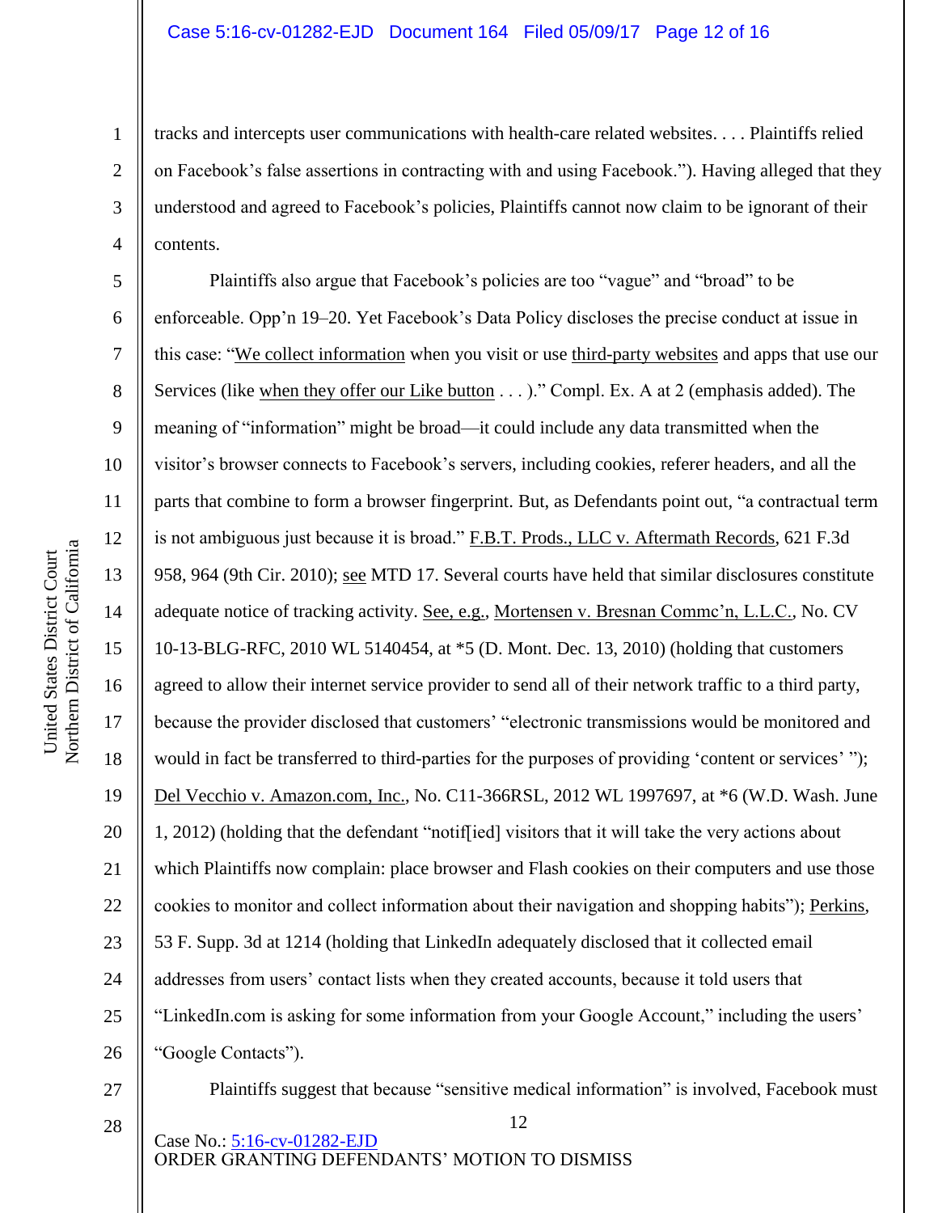tracks and intercepts user communications with health-care related websites. . . . Plaintiffs relied on Facebook's false assertions in contracting with and using Facebook."). Having alleged that they understood and agreed to Facebook's policies, Plaintiffs cannot now claim to be ignorant of their contents.

Plaintiffs also argue that Facebook's policies are too "vague" and "broad" to be enforceable. Opp'n 19–20. Yet Facebook's Data Policy discloses the precise conduct at issue in this case: "We collect information when you visit or use third-party websites and apps that use our Services (like when they offer our Like button . . . )." Compl. Ex. A at 2 (emphasis added). The meaning of "information" might be broad—it could include any data transmitted when the visitor's browser connects to Facebook's servers, including cookies, referer headers, and all the parts that combine to form a browser fingerprint. But, as Defendants point out, "a contractual term is not ambiguous just because it is broad." F.B.T. Prods., LLC v. Aftermath Records, 621 F.3d 958, 964 (9th Cir. 2010); see MTD 17. Several courts have held that similar disclosures constitute adequate notice of tracking activity. See, e.g., Mortensen v. Bresnan Commc'n, L.L.C., No. CV 10-13-BLG-RFC, 2010 WL 5140454, at *5 (D. Mont. Dec. 13, 2010) (holding that customers agreed to allow their internet service provider to send all of their network traffic to a third party, because the provider disclosed that customers' "electronic transmissions would be monitored and would in fact be transferred to third-parties for the purposes of providing 'content or services' "); Del Vecchio v. Amazon.com, Inc., No. C11-366RSL, 2012 WL 1997697, at *6 (W.D. Wash. June 1, 2012) (holding that the defendant "notif[ied] visitors that it will take the very actions about which Plaintiffs now complain: place browser and Flash cookies on their computers and use those cookies to monitor and collect information about their navigation and shopping habits"); Perkins, 53 F. Supp. 3d at 1214 (holding that LinkedIn adequately disclosed that it collected email addresses from users' contact lists when they created accounts, because it told users that "LinkedIn.com is asking for some information from your Google Account," including the users' "Google Contacts").

Plaintiffs suggest that because "sensitive medical information" is involved, Facebook must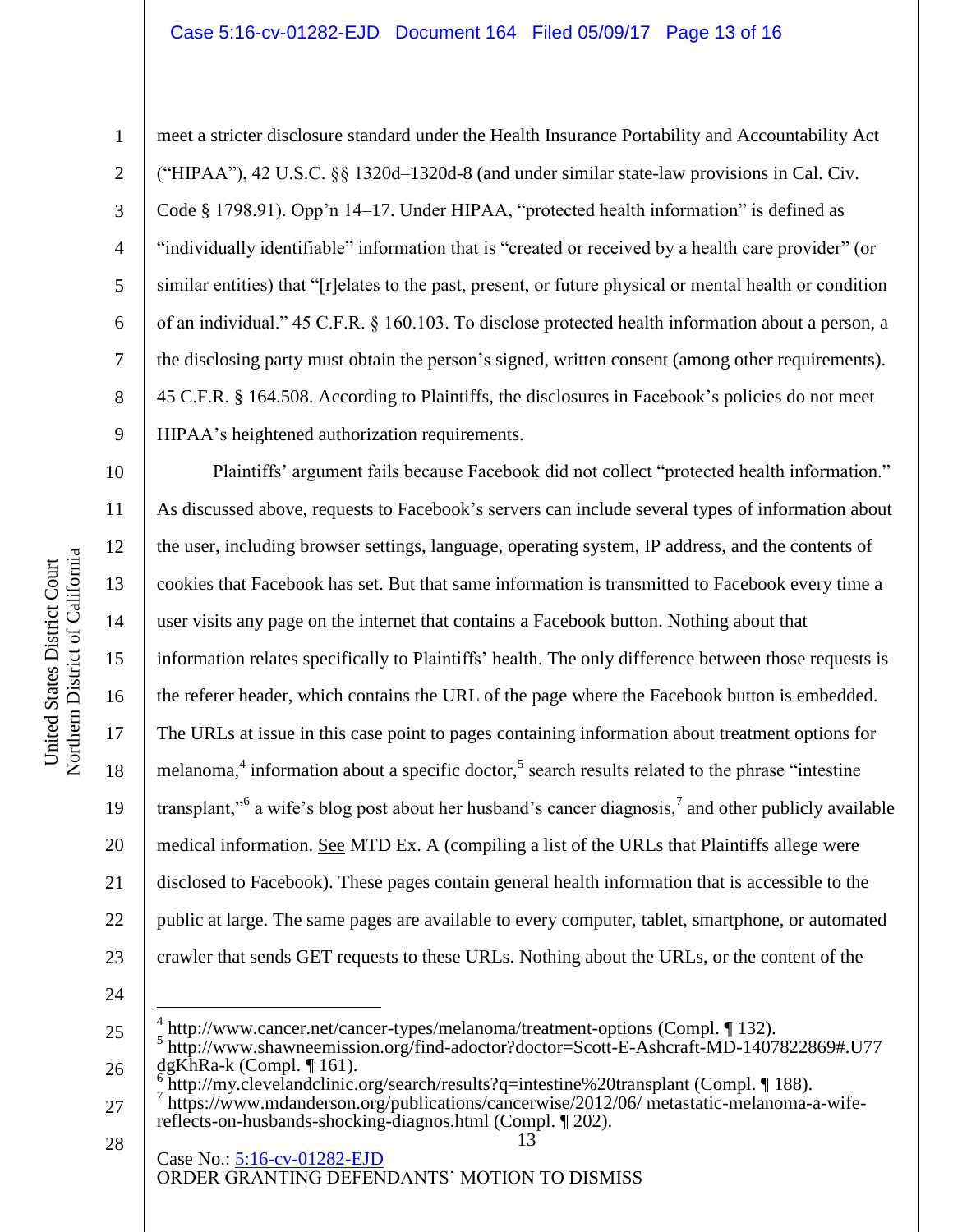meet a stricter disclosure standard under the Health Insurance Portability and Accountability Act ("HIPAA"), 42 U.S.C. §§ 1320d–1320d-8 (and under similar state-law provisions in Cal. Civ. Code § 1798.91). Opp'n 14–17. Under HIPAA, "protected health information" is defined as "individually identifiable" information that is "created or received by a health care provider" (or similar entities) that "[r]elates to the past, present, or future physical or mental health or condition of an individual." 45 C.F.R. § 160.103. To disclose protected health information about a person, a the disclosing party must obtain the person's signed, written consent (among other requirements). 45 C.F.R. § 164.508. According to Plaintiffs, the disclosures in Facebook's policies do not meet HIPAA's heightened authorization requirements.

Plaintiffs' argument fails because Facebook did not collect "protected health information." As discussed above, requests to Facebook's servers can include several types of information about the user, including browser settings, language, operating system, IP address, and the contents of cookies that Facebook has set. But that same information is transmitted to Facebook every time a user visits any page on the internet that contains a Facebook button. Nothing about that information relates specifically to Plaintiffs' health. The only difference between those requests is the referer header, which contains the URL of the page where the Facebook button is embedded. The URLs at issue in this case point to pages containing information about treatment options for melanoma,[4] information about a specific doctor,[5] search results related to the phrase "intestine transplant,"[6] a wife's blog post about her husband's cancer diagnosis,[7] and other publicly available medical information. See MTD Ex. A (compiling a list of the URLs that Plaintiffs allege were disclosed to Facebook). These pages contain general health information that is accessible to the public at large. The same pages are available to every computer, tablet, smartphone, or automated crawler that sends GET requests to these URLs. Nothing about the URLs, or the content of the

---

[4] http://www.cancer.net/cancer-types/melanoma/treatment-options (Compl. ¶ 132).

[5] http://www.shawneemission.org/find-adoctor?doctor=Scott-E-Ashcraft-MD-1407822869#.U77dgKhRa-k (Compl. ¶ 161).

[6] http://my.clevelandclinic.org/search/results?q=intestine%20transplant (Compl. ¶ 188).

[7] https://www.mdanderson.org/publications/cancerwise/2012/06/ metastatic-melanoma-a-wife-reflects-on-husbands-shocking-diagnos.html (Compl. ¶ 202).

Case No.: 5:16-cv-01282-EJD
ORDER GRANTING DEFENDANTS' MOTION TO DISMISS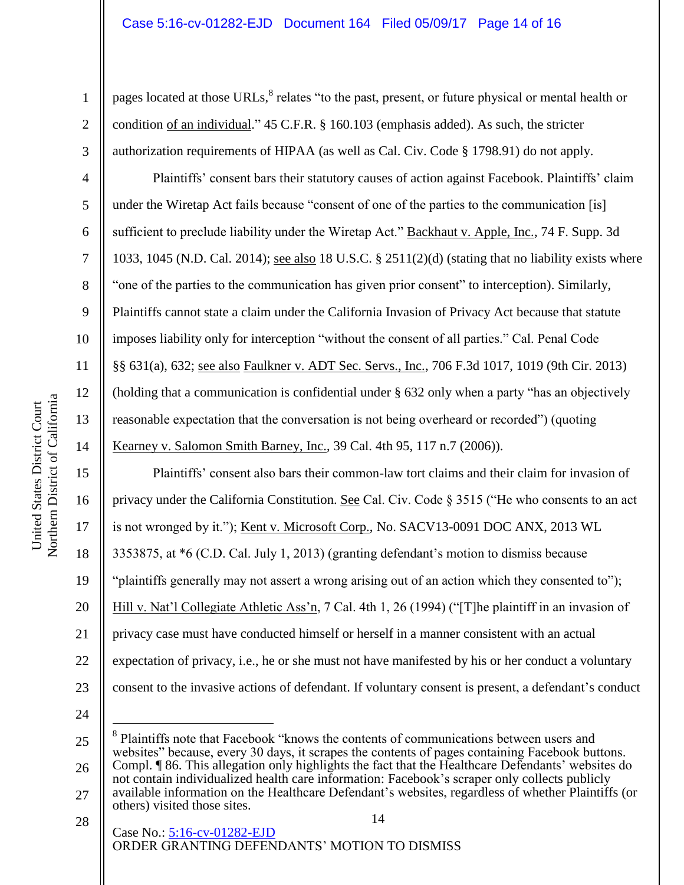pages located at those URLs,[8] relates "to the past, present, or future physical or mental health or condition of an individual." 45 C.F.R. § 160.103 (emphasis added). As such, the stricter authorization requirements of HIPAA (as well as Cal. Civ. Code § 1798.91) do not apply.

Plaintiffs' consent bars their statutory causes of action against Facebook. Plaintiffs' claim under the Wiretap Act fails because "consent of one of the parties to the communication [is] sufficient to preclude liability under the Wiretap Act." Backhaut v. Apple, Inc., 74 F. Supp. 3d 1033, 1045 (N.D. Cal. 2014); see also 18 U.S.C. § 2511(2)(d) (stating that no liability exists where "one of the parties to the communication has given prior consent" to interception). Similarly, Plaintiffs cannot state a claim under the California Invasion of Privacy Act because that statute imposes liability only for interception "without the consent of all parties." Cal. Penal Code §§ 631(a), 632; see also Faulkner v. ADT Sec. Servs., Inc., 706 F.3d 1017, 1019 (9th Cir. 2013) (holding that a communication is confidential under § 632 only when a party "has an objectively reasonable expectation that the conversation is not being overheard or recorded") (quoting Kearney v. Salomon Smith Barney, Inc., 39 Cal. 4th 95, 117 n.7 (2006)).

Plaintiffs' consent also bars their common-law tort claims and their claim for invasion of privacy under the California Constitution. See Cal. Civ. Code § 3515 ("He who consents to an act is not wronged by it."); Kent v. Microsoft Corp., No. SACV13-0091 DOC ANX, 2013 WL 3353875, at *6 (C.D. Cal. July 1, 2013) (granting defendant's motion to dismiss because "plaintiffs generally may not assert a wrong arising out of an action which they consented to"); Hill v. Nat'l Collegiate Athletic Ass'n, 7 Cal. 4th 1, 26 (1994) ("[T]he plaintiff in an invasion of privacy case must have conducted himself or herself in a manner consistent with an actual expectation of privacy, i.e., he or she must not have manifested by his or her conduct a voluntary consent to the invasive actions of defendant. If voluntary consent is present, a defendant's conduct

---

[8] Plaintiffs note that Facebook "knows the contents of communications between users and websites" because, every 30 days, it scrapes the contents of pages containing Facebook buttons. Compl. ¶ 86. This allegation only highlights the fact that the Healthcare Defendants' websites do not contain individualized health care information: Facebook's scraper only collects publicly available information on the Healthcare Defendant's websites, regardless of whether Plaintiffs (or others) visited those sites.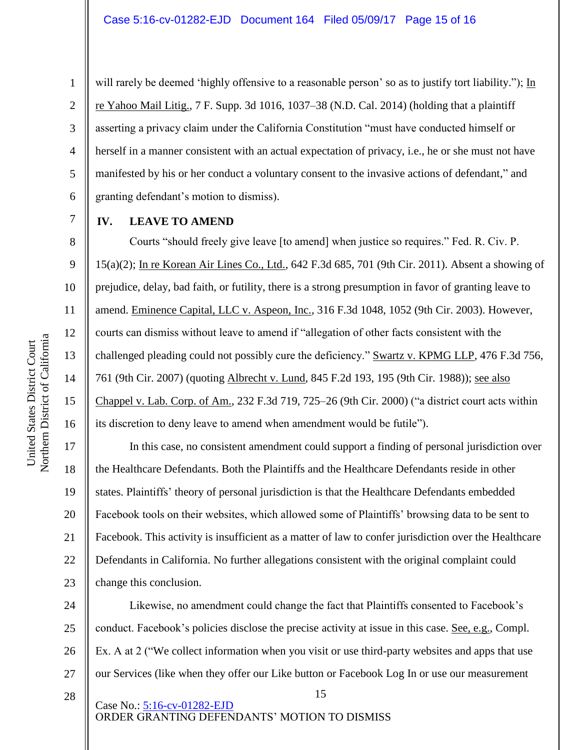will rarely be deemed 'highly offensive to a reasonable person' so as to justify tort liability."); In re Yahoo Mail Litig., 7 F. Supp. 3d 1016, 1037–38 (N.D. Cal. 2014) (holding that a plaintiff asserting a privacy claim under the California Constitution "must have conducted himself or herself in a manner consistent with an actual expectation of privacy, i.e., he or she must not have manifested by his or her conduct a voluntary consent to the invasive actions of defendant," and granting defendant's motion to dismiss).

## IV. LEAVE TO AMEND

Courts "should freely give leave [to amend] when justice so requires." Fed. R. Civ. P. 15(a)(2); In re Korean Air Lines Co., Ltd., 642 F.3d 685, 701 (9th Cir. 2011). Absent a showing of prejudice, delay, bad faith, or futility, there is a strong presumption in favor of granting leave to amend. Eminence Capital, LLC v. Aspeon, Inc., 316 F.3d 1048, 1052 (9th Cir. 2003). However, courts can dismiss without leave to amend if "allegation of other facts consistent with the challenged pleading could not possibly cure the deficiency." Swartz v. KPMG LLP, 476 F.3d 756, 761 (9th Cir. 2007) (quoting Albrecht v. Lund, 845 F.2d 193, 195 (9th Cir. 1988)); see also Chappel v. Lab. Corp. of Am., 232 F.3d 719, 725–26 (9th Cir. 2000) ("a district court acts within its discretion to deny leave to amend when amendment would be futile").

In this case, no consistent amendment could support a finding of personal jurisdiction over the Healthcare Defendants. Both the Plaintiffs and the Healthcare Defendants reside in other states. Plaintiffs' theory of personal jurisdiction is that the Healthcare Defendants embedded Facebook tools on their websites, which allowed some of Plaintiffs' browsing data to be sent to Facebook. This activity is insufficient as a matter of law to confer jurisdiction over the Healthcare Defendants in California. No further allegations consistent with the original complaint could change this conclusion.

Likewise, no amendment could change the fact that Plaintiffs consented to Facebook's conduct. Facebook's policies disclose the precise activity at issue in this case. See, e.g., Compl. Ex. A at 2 ("We collect information when you visit or use third-party websites and apps that use our Services (like when they offer our Like button or Facebook Log In or use our measurement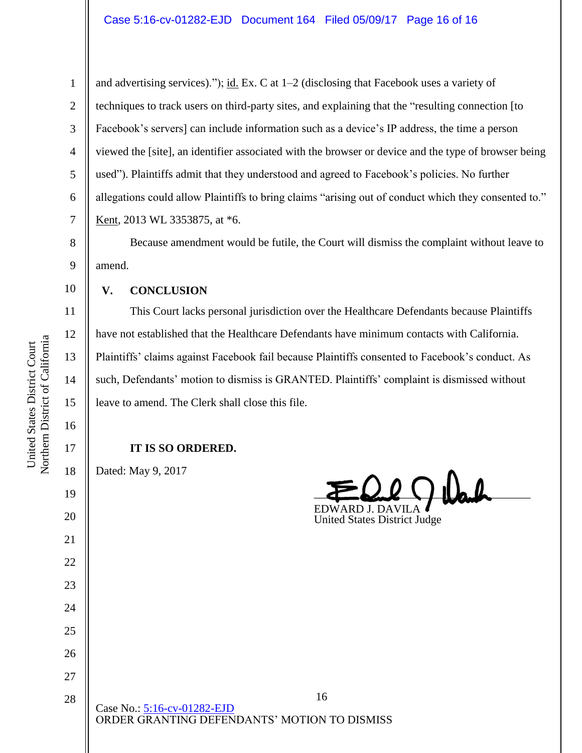and advertising services)."); id. Ex. C at 1–2 (disclosing that Facebook uses a variety of techniques to track users on third-party sites, and explaining that the "resulting connection [to Facebook's servers] can include information such as a device's IP address, the time a person viewed the [site], an identifier associated with the browser or device and the type of browser being used"). Plaintiffs admit that they understood and agreed to Facebook's policies. No further allegations could allow Plaintiffs to bring claims "arising out of conduct which they consented to." Kent, 2013 WL 3353875, at *6.

Because amendment would be futile, the Court will dismiss the complaint without leave to amend.

## V. CONCLUSION

This Court lacks personal jurisdiction over the Healthcare Defendants because Plaintiffs have not established that the Healthcare Defendants have minimum contacts with California. Plaintiffs' claims against Facebook fail because Plaintiffs consented to Facebook's conduct. As such, Defendants' motion to dismiss is GRANTED. Plaintiffs' complaint is dismissed without leave to amend. The Clerk shall close this file.

**IT IS SO ORDERED.**

Dated: May 9, 2017

EDWARD J. DAVILA
United States District Judge

Case No.: 5:16-cv-01282-EJD
ORDER GRANTING DEFENDANTS' MOTION TO DISMISS